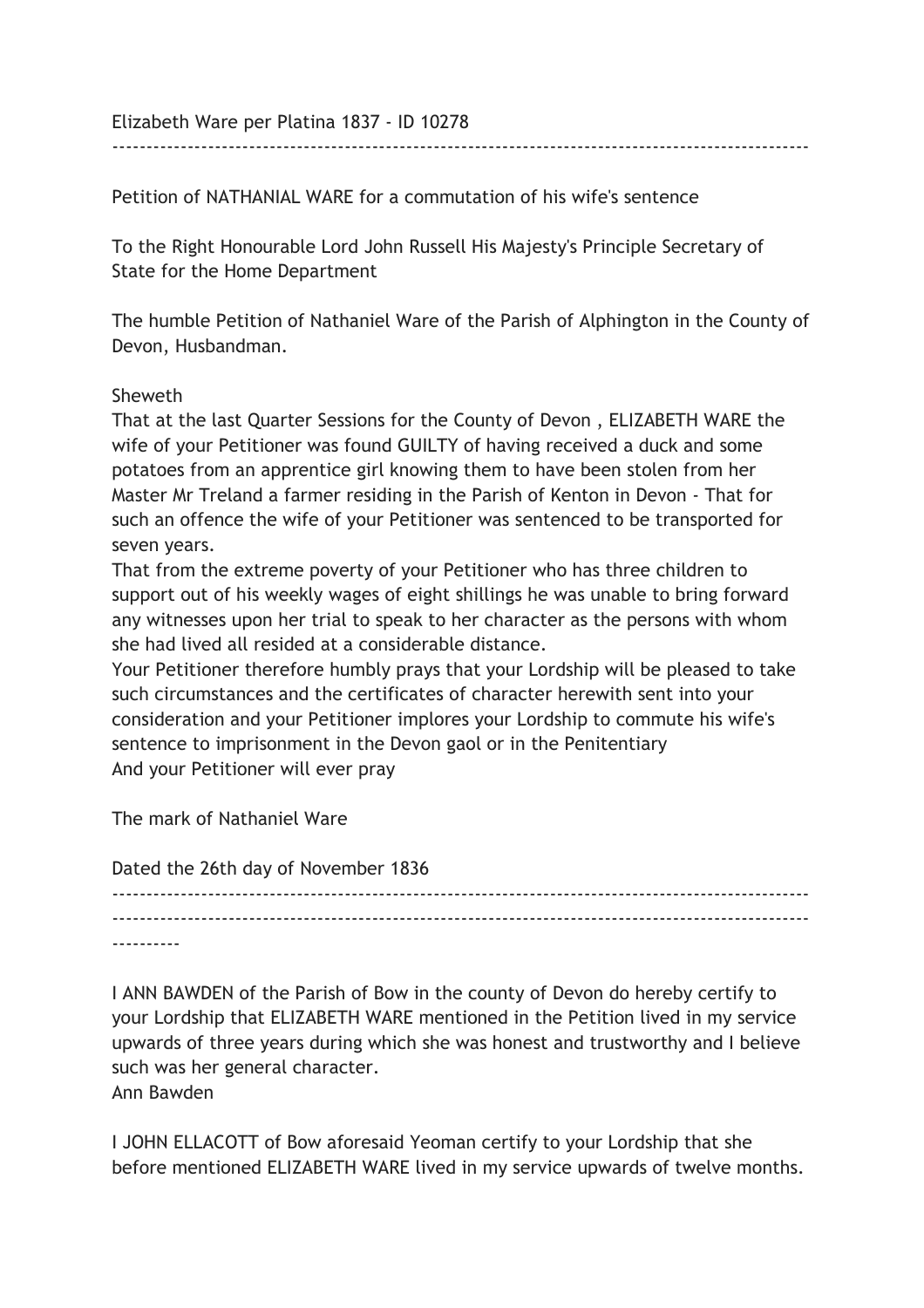Elizabeth Ware per Platina 1837 - ID 10278

---

Petition of NATHANIAL WARE for a commutation of his wife's sentence

To the Right Honourable Lord John Russell His Majesty's Principle Secretary of State for the Home Department

The humble Petition of Nathaniel Ware of the Parish of Alphington in the County of Devon, Husbandman.

Sheweth

That at the last Quarter Sessions for the County of Devon , ELIZABETH WARE the wife of your Petitioner was found GUILTY of having received a duck and some potatoes from an apprentice girl knowing them to have been stolen from her Master Mr Treland a farmer residing in the Parish of Kenton in Devon - That for such an offence the wife of your Petitioner was sentenced to be transported for seven years.

That from the extreme poverty of your Petitioner who has three children to support out of his weekly wages of eight shillings he was unable to bring forward any witnesses upon her trial to speak to her character as the persons with whom she had lived all resided at a considerable distance.

Your Petitioner therefore humbly prays that your Lordship will be pleased to take such circumstances and the certificates of character herewith sent into your consideration and your Petitioner implores your Lordship to commute his wife's sentence to imprisonment in the Devon gaol or in the Penitentiary

And your Petitioner will ever pray

The mark of Nathaniel Ware

Dated the 26th day of November 1836

---

---

I ANN BAWDEN of the Parish of Bow in the county of Devon do hereby certify to your Lordship that ELIZABETH WARE mentioned in the Petition lived in my service upwards of three years during which she was honest and trustworthy and I believe such was her general character.

Ann Bawden

I JOHN ELLACOTT of Bow aforesaid Yeoman certify to your Lordship that she before mentioned ELIZABETH WARE lived in my service upwards of twelve months.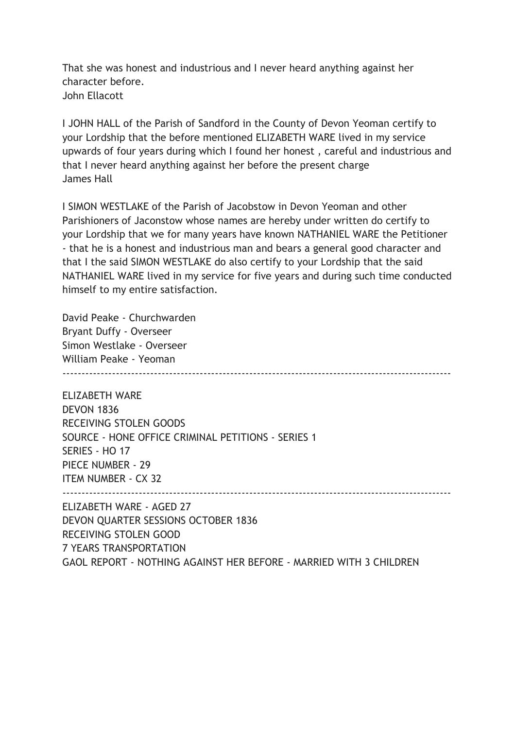That she was honest and industrious and I never heard anything against her character before.
John Ellacott

I JOHN HALL of the Parish of Sandford in the County of Devon Yeoman certify to your Lordship that the before mentioned ELIZABETH WARE lived in my service upwards of four years during which I found her honest , careful and industrious and that I never heard anything against her before the present charge
James Hall

I SIMON WESTLAKE of the Parish of Jacobstow in Devon Yeoman and other Parishioners of Jaconstow whose names are hereby under written do certify to your Lordship that we for many years have known NATHANIEL WARE the Petitioner - that he is a honest and industrious man and bears a general good character and that I the said SIMON WESTLAKE do also certify to your Lordship that the said NATHANIEL WARE lived in my service for five years and during such time conducted himself to my entire satisfaction.

David Peake - Churchwarden
Bryant Duffy - Overseer
Simon Westlake - Overseer
William Peake - Yeoman

---

ELIZABETH WARE
DEVON 1836
RECEIVING STOLEN GOODS
SOURCE - HONE OFFICE CRIMINAL PETITIONS - SERIES 1
SERIES - HO 17
PIECE NUMBER - 29
ITEM NUMBER - CX 32

---

ELIZABETH WARE - AGED 27
DEVON QUARTER SESSIONS OCTOBER 1836
RECEIVING STOLEN GOOD
7 YEARS TRANSPORTATION
GAOL REPORT - NOTHING AGAINST HER BEFORE - MARRIED WITH 3 CHILDREN